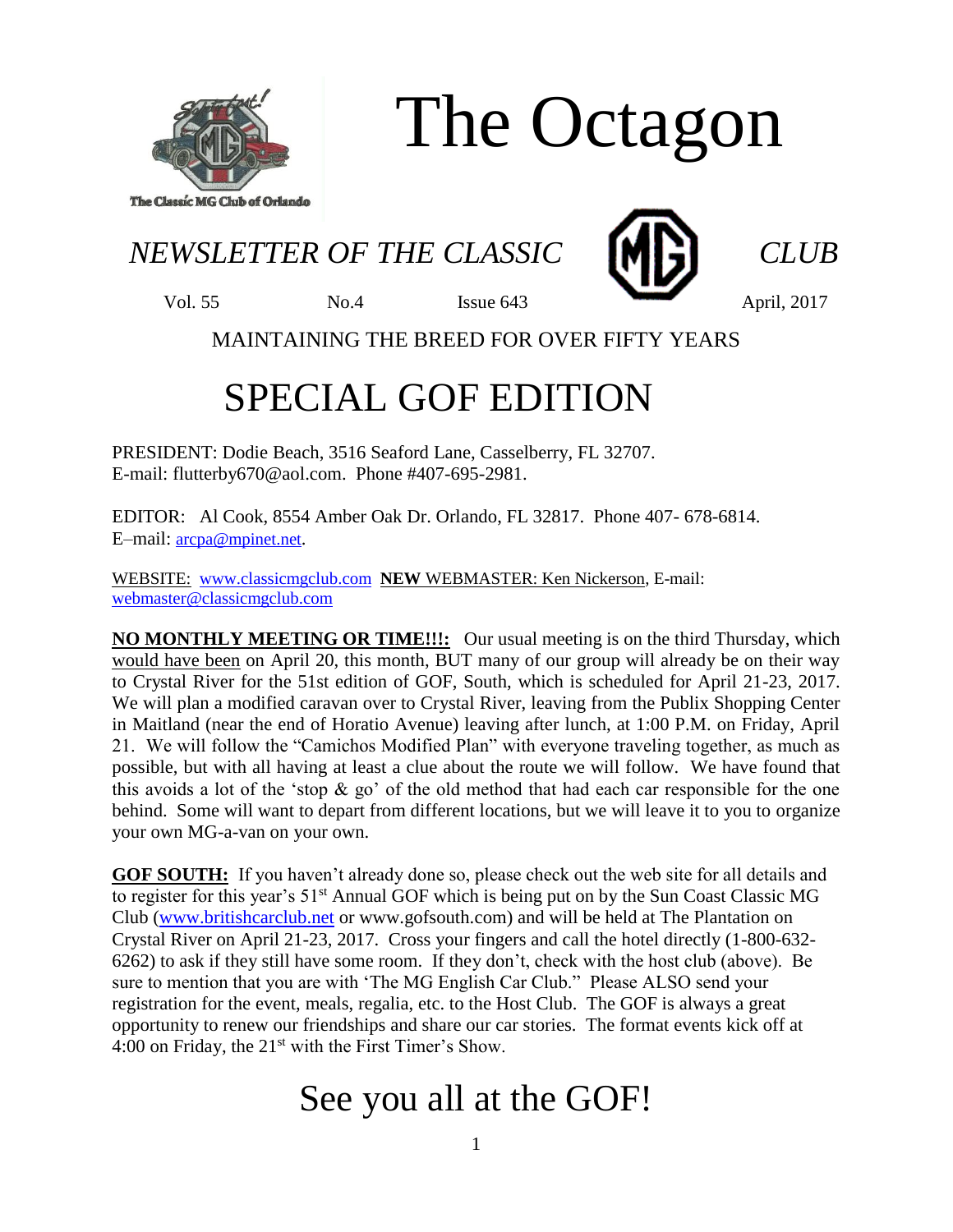# The Octagon

The Classic MG Club of Orlando

*NEWSLETTER OF THE CLASSIC MG CLUB*

Vol. 55 No.4 Issue 643 April, 2017

MAINTAINING THE BREED FOR OVER FIFTY YEARS

# SPECIAL GOF EDITION

PRESIDENT: Dodie Beach, 3516 Seaford Lane, Casselberry, FL 32707.
E-mail: flutterby670@aol.com. Phone #407-695-2981.

EDITOR: Al Cook, 8554 Amber Oak Dr. Orlando, FL 32817. Phone 407- 678-6814.
E–mail: arcpa@mpinet.net.

WEBSITE: www.classicmgclub.com **NEW** WEBMASTER: Ken Nickerson, E-mail: webmaster@classicmgclub.com

**NO MONTHLY MEETING OR TIME!!!:** Our usual meeting is on the third Thursday, which would have been on April 20, this month, BUT many of our group will already be on their way to Crystal River for the 51st edition of GOF, South, which is scheduled for April 21-23, 2017. We will plan a modified caravan over to Crystal River, leaving from the Publix Shopping Center in Maitland (near the end of Horatio Avenue) leaving after lunch, at 1:00 P.M. on Friday, April 21. We will follow the "Camichos Modified Plan" with everyone traveling together, as much as possible, but with all having at least a clue about the route we will follow. We have found that this avoids a lot of the 'stop & go' of the old method that had each car responsible for the one behind. Some will want to depart from different locations, but we will leave it to you to organize your own MG-a-van on your own.

**GOF SOUTH:** If you haven't already done so, please check out the web site for all details and to register for this year's 51st Annual GOF which is being put on by the Sun Coast Classic MG Club (www.britishcarclub.net or www.gofsouth.com) and will be held at The Plantation on Crystal River on April 21-23, 2017. Cross your fingers and call the hotel directly (1-800-632-6262) to ask if they still have some room. If they don't, check with the host club (above). Be sure to mention that you are with 'The MG English Car Club." Please ALSO send your registration for the event, meals, regalia, etc. to the Host Club. The GOF is always a great opportunity to renew our friendships and share our car stories. The format events kick off at 4:00 on Friday, the 21st with the First Timer's Show.

## See you all at the GOF!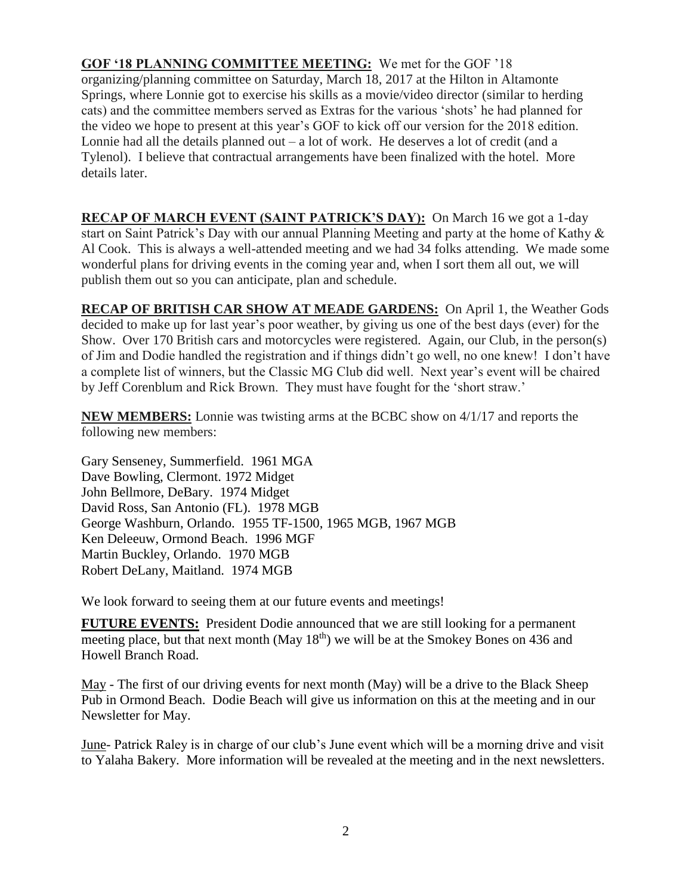**GOF '18 PLANNING COMMITTEE MEETING:** We met for the GOF '18 organizing/planning committee on Saturday, March 18, 2017 at the Hilton in Altamonte Springs, where Lonnie got to exercise his skills as a movie/video director (similar to herding cats) and the committee members served as Extras for the various 'shots' he had planned for the video we hope to present at this year's GOF to kick off our version for the 2018 edition. Lonnie had all the details planned out – a lot of work. He deserves a lot of credit (and a Tylenol). I believe that contractual arrangements have been finalized with the hotel. More details later.

**RECAP OF MARCH EVENT (SAINT PATRICK'S DAY):** On March 16 we got a 1-day start on Saint Patrick's Day with our annual Planning Meeting and party at the home of Kathy & Al Cook. This is always a well-attended meeting and we had 34 folks attending. We made some wonderful plans for driving events in the coming year and, when I sort them all out, we will publish them out so you can anticipate, plan and schedule.

**RECAP OF BRITISH CAR SHOW AT MEADE GARDENS:** On April 1, the Weather Gods decided to make up for last year's poor weather, by giving us one of the best days (ever) for the Show. Over 170 British cars and motorcycles were registered. Again, our Club, in the person(s) of Jim and Dodie handled the registration and if things didn't go well, no one knew! I don't have a complete list of winners, but the Classic MG Club did well. Next year's event will be chaired by Jeff Corenblum and Rick Brown. They must have fought for the 'short straw.'

**NEW MEMBERS:** Lonnie was twisting arms at the BCBC show on 4/1/17 and reports the following new members:

Gary Senseney, Summerfield. 1961 MGA
Dave Bowling, Clermont. 1972 Midget
John Bellmore, DeBary. 1974 Midget
David Ross, San Antonio (FL). 1978 MGB
George Washburn, Orlando. 1955 TF-1500, 1965 MGB, 1967 MGB
Ken Deleeuw, Ormond Beach. 1996 MGF
Martin Buckley, Orlando. 1970 MGB
Robert DeLany, Maitland. 1974 MGB

We look forward to seeing them at our future events and meetings!

**FUTURE EVENTS:** President Dodie announced that we are still looking for a permanent meeting place, but that next month (May 18th) we will be at the Smokey Bones on 436 and Howell Branch Road.

May - The first of our driving events for next month (May) will be a drive to the Black Sheep Pub in Ormond Beach. Dodie Beach will give us information on this at the meeting and in our Newsletter for May.

June- Patrick Raley is in charge of our club's June event which will be a morning drive and visit to Yalaha Bakery. More information will be revealed at the meeting and in the next newsletters.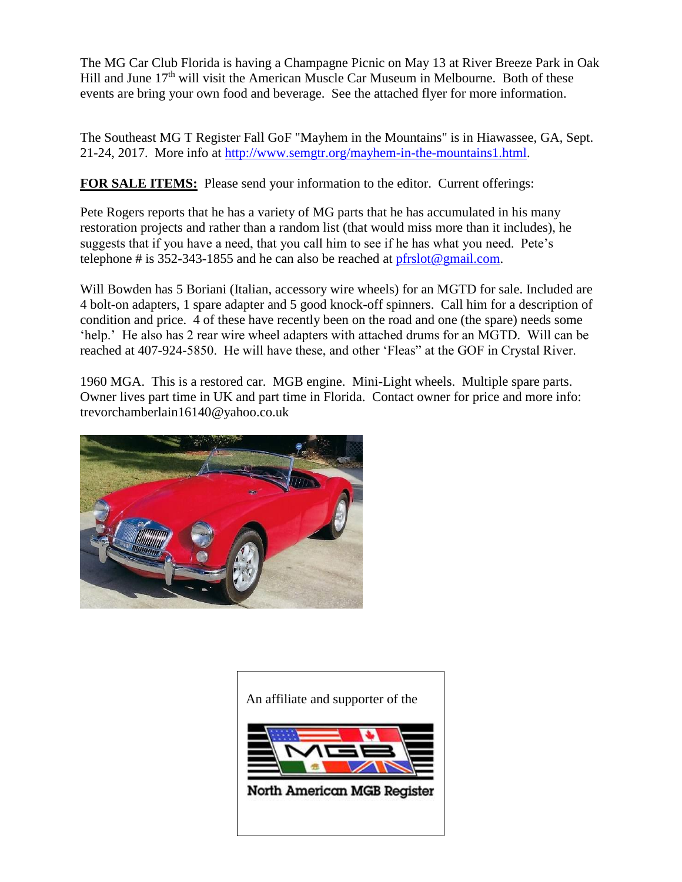The MG Car Club Florida is having a Champagne Picnic on May 13 at River Breeze Park in Oak Hill and June 17th will visit the American Muscle Car Museum in Melbourne. Both of these events are bring your own food and beverage. See the attached flyer for more information.

The Southeast MG T Register Fall GoF "Mayhem in the Mountains" is in Hiawassee, GA, Sept. 21-24, 2017. More info at http://www.semgtr.org/mayhem-in-the-mountains1.html.

**FOR SALE ITEMS:** Please send your information to the editor. Current offerings:

Pete Rogers reports that he has a variety of MG parts that he has accumulated in his many restoration projects and rather than a random list (that would miss more than it includes), he suggests that if you have a need, that you call him to see if he has what you need. Pete's telephone # is 352-343-1855 and he can also be reached at pfrslot@gmail.com.

Will Bowden has 5 Boriani (Italian, accessory wire wheels) for an MGTD for sale. Included are 4 bolt-on adapters, 1 spare adapter and 5 good knock-off spinners. Call him for a description of condition and price. 4 of these have recently been on the road and one (the spare) needs some 'help.' He also has 2 rear wire wheel adapters with attached drums for an MGTD. Will can be reached at 407-924-5850. He will have these, and other 'Fleas" at the GOF in Crystal River.

1960 MGA. This is a restored car. MGB engine. Mini-Light wheels. Multiple spare parts. Owner lives part time in UK and part time in Florida. Contact owner for price and more info: trevorchamberlain16140@yahoo.co.uk

An affiliate and supporter of the

North American MGB Register